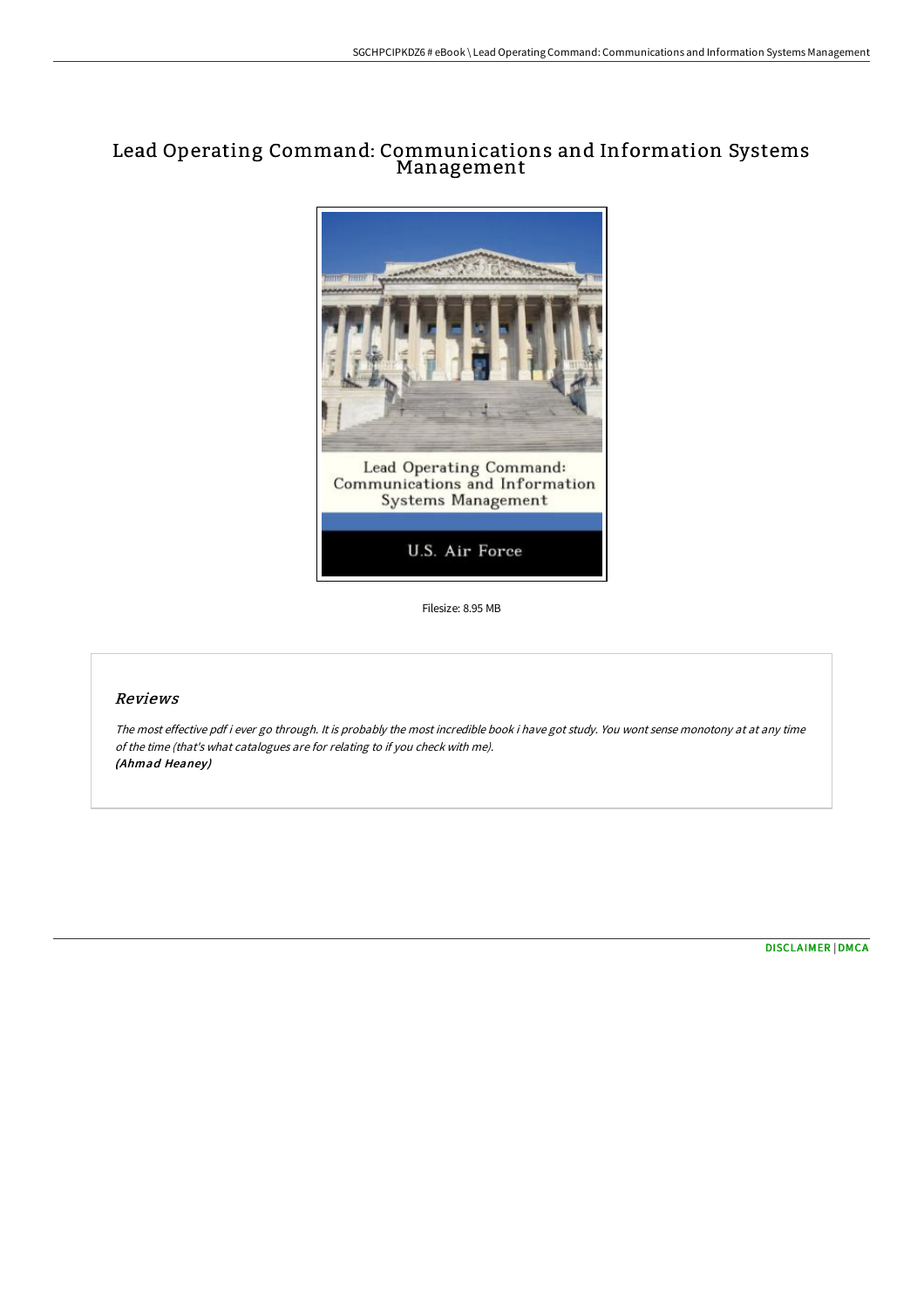# Lead Operating Command: Communications and Information Systems Management

Lead Operating Command: Communications and Information Systems Management

U.S. Air Force

Filesize: 8.95 MB

## *Reviews*

*The most effective pdf i ever go through. It is probably the most incredible book i have got study. You wont sense monotony at at any time of the time (that's what catalogues are for relating to if you check with me).*
***(Ahmad Heaney)***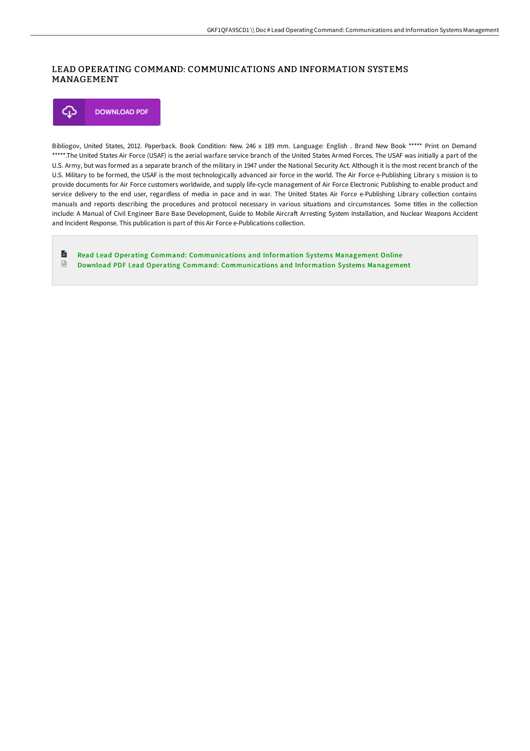# LEAD OPERATING COMMAND: COMMUNICATIONS AND INFORMATION SYSTEMS MANAGEMENT

DOWNLOAD PDF

Bibliogov, United States, 2012. Paperback. Book Condition: New. 246 x 189 mm. Language: English . Brand New Book ***** Print on Demand *****.The United States Air Force (USAF) is the aerial warfare service branch of the United States Armed Forces. The USAF was initially a part of the U.S. Army, but was formed as a separate branch of the military in 1947 under the National Security Act. Although it is the most recent branch of the U.S. Military to be formed, the USAF is the most technologically advanced air force in the world. The Air Force e-Publishing Library s mission is to provide documents for Air Force customers worldwide, and supply life-cycle management of Air Force Electronic Publishing to enable product and service delivery to the end user, regardless of media in pace and in war. The United States Air Force e-Publishing Library collection contains manuals and reports describing the procedures and protocol necessary in various situations and circumstances. Some titles in the collection include: A Manual of Civil Engineer Bare Base Development, Guide to Mobile Aircraft Arresting System Installation, and Nuclear Weapons Accident and Incident Response. This publication is part of this Air Force e-Publications collection.

- Read Lead Operating Command: Communications and Information Systems Management Online
- Download PDF Lead Operating Command: Communications and Information Systems Management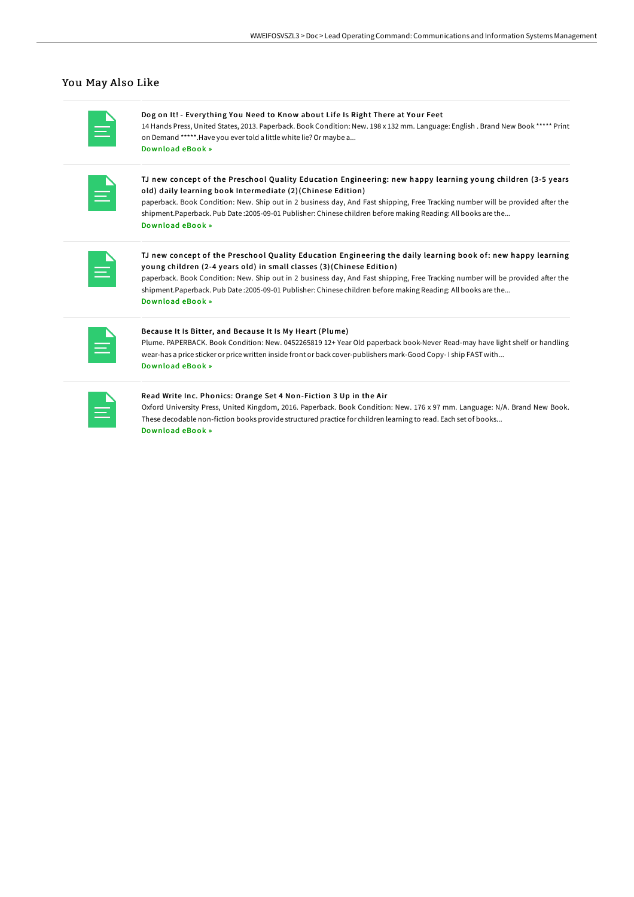## You May Also Like

**Dog on It! - Everything You Need to Know about Life Is Right There at Your Feet**

14 Hands Press, United States, 2013. Paperback. Book Condition: New. 198 x 132 mm. Language: English . Brand New Book ***** Print on Demand *****.Have you ever told a little white lie? Or maybe a...

Download eBook »

**TJ new concept of the Preschool Quality Education Engineering: new happy learning young children (3-5 years old) daily learning book Intermediate (2)(Chinese Edition)**

paperback. Book Condition: New. Ship out in 2 business day, And Fast shipping, Free Tracking number will be provided after the shipment.Paperback. Pub Date :2005-09-01 Publisher: Chinese children before making Reading: All books are the...

Download eBook »

**TJ new concept of the Preschool Quality Education Engineering the daily learning book of: new happy learning young children (2-4 years old) in small classes (3)(Chinese Edition)**

paperback. Book Condition: New. Ship out in 2 business day, And Fast shipping, Free Tracking number will be provided after the shipment.Paperback. Pub Date :2005-09-01 Publisher: Chinese children before making Reading: All books are the...

Download eBook »

**Because It Is Bitter, and Because It Is My Heart (Plume)**

Plume. PAPERBACK. Book Condition: New. 0452265819 12+ Year Old paperback book-Never Read-may have light shelf or handling wear-has a price sticker or price written inside front or back cover-publishers mark-Good Copy- I ship FAST with...

Download eBook »

**Read Write Inc. Phonics: Orange Set 4 Non-Fiction 3 Up in the Air**

Oxford University Press, United Kingdom, 2016. Paperback. Book Condition: New. 176 x 97 mm. Language: N/A. Brand New Book. These decodable non-fiction books provide structured practice for children learning to read. Each set of books...

Download eBook »